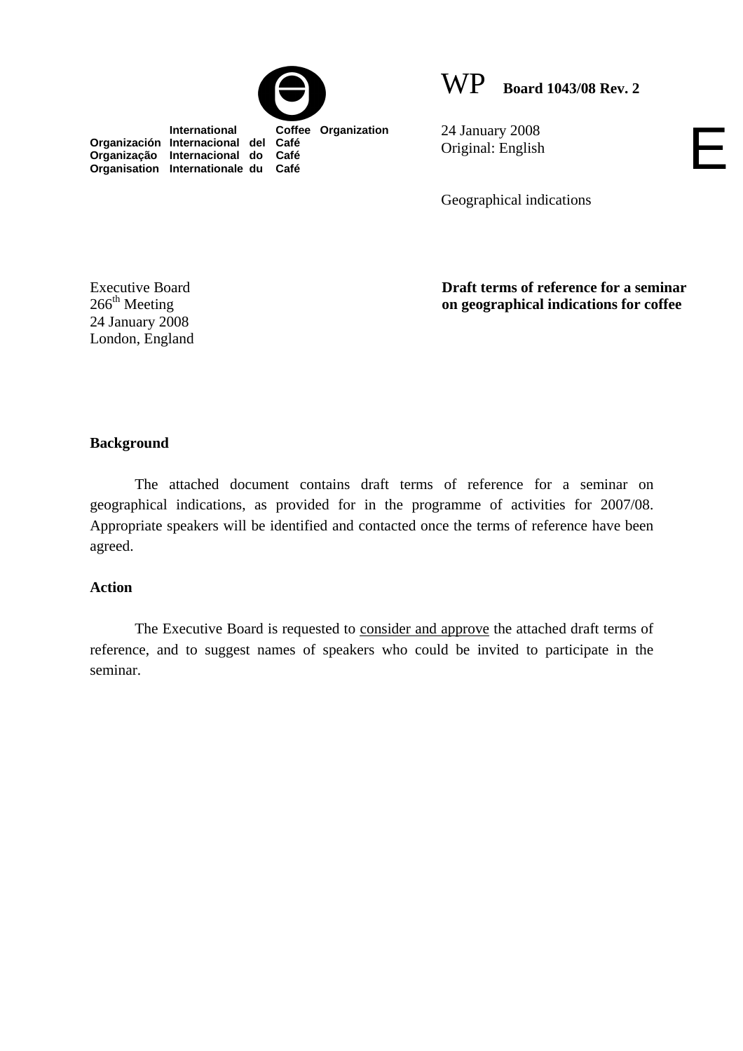International Coffee Organization
Organización Internacional del Café
Organização Internacional do Café
Organisation Internationale du Café

WP **Board 1043/08 Rev. 2**

24 January 2008
Original: English

E

Geographical indications

Executive Board
266th Meeting
24 January 2008
London, England

**Draft terms of reference for a seminar on geographical indications for coffee**

## Background

The attached document contains draft terms of reference for a seminar on geographical indications, as provided for in the programme of activities for 2007/08. Appropriate speakers will be identified and contacted once the terms of reference have been agreed.

## Action

The Executive Board is requested to consider and approve the attached draft terms of reference, and to suggest names of speakers who could be invited to participate in the seminar.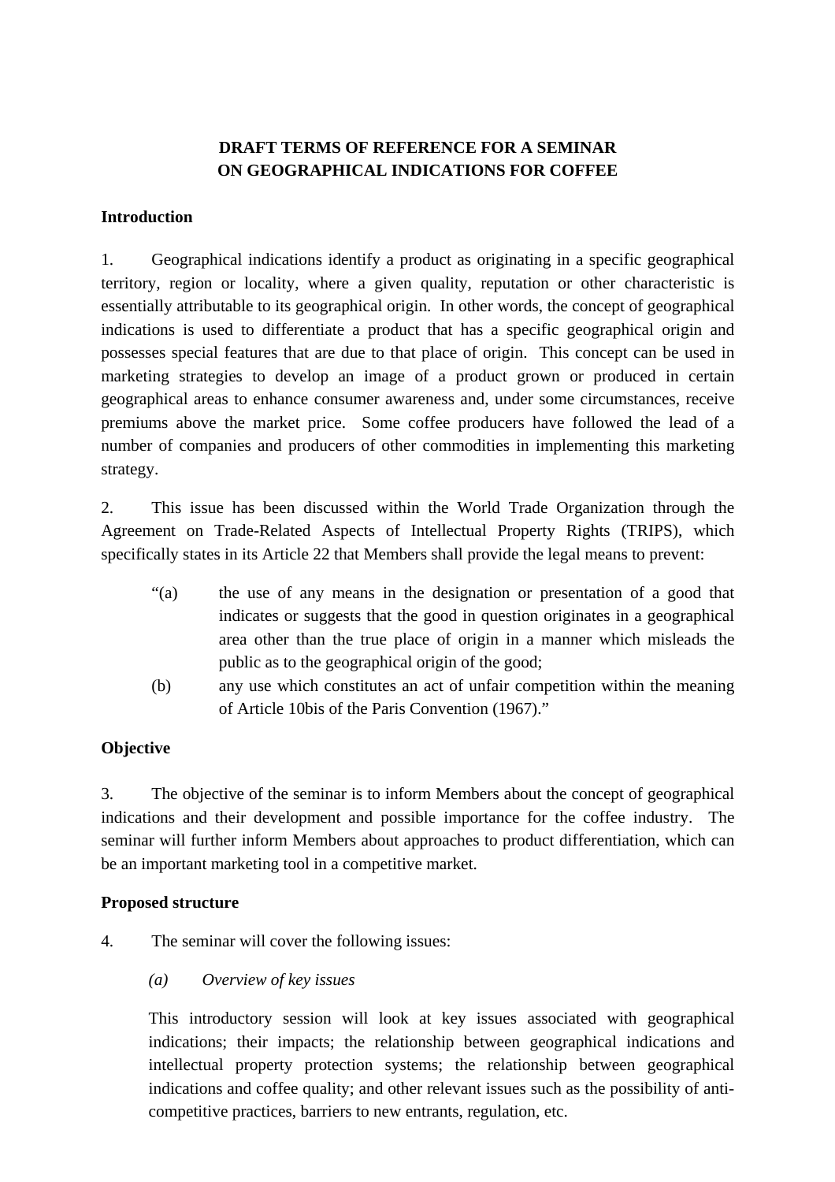**DRAFT TERMS OF REFERENCE FOR A SEMINAR ON GEOGRAPHICAL INDICATIONS FOR COFFEE**

## Introduction

1. Geographical indications identify a product as originating in a specific geographical territory, region or locality, where a given quality, reputation or other characteristic is essentially attributable to its geographical origin. In other words, the concept of geographical indications is used to differentiate a product that has a specific geographical origin and possesses special features that are due to that place of origin. This concept can be used in marketing strategies to develop an image of a product grown or produced in certain geographical areas to enhance consumer awareness and, under some circumstances, receive premiums above the market price. Some coffee producers have followed the lead of a number of companies and producers of other commodities in implementing this marketing strategy.

2. This issue has been discussed within the World Trade Organization through the Agreement on Trade-Related Aspects of Intellectual Property Rights (TRIPS), which specifically states in its Article 22 that Members shall provide the legal means to prevent:

> "(a) the use of any means in the designation or presentation of a good that indicates or suggests that the good in question originates in a geographical area other than the true place of origin in a manner which misleads the public as to the geographical origin of the good;
>
> (b) any use which constitutes an act of unfair competition within the meaning of Article 10bis of the Paris Convention (1967)."

## Objective

3. The objective of the seminar is to inform Members about the concept of geographical indications and their development and possible importance for the coffee industry. The seminar will further inform Members about approaches to product differentiation, which can be an important marketing tool in a competitive market.

## Proposed structure

4. The seminar will cover the following issues:

*(a) Overview of key issues*

This introductory session will look at key issues associated with geographical indications; their impacts; the relationship between geographical indications and intellectual property protection systems; the relationship between geographical indications and coffee quality; and other relevant issues such as the possibility of anti-competitive practices, barriers to new entrants, regulation, etc.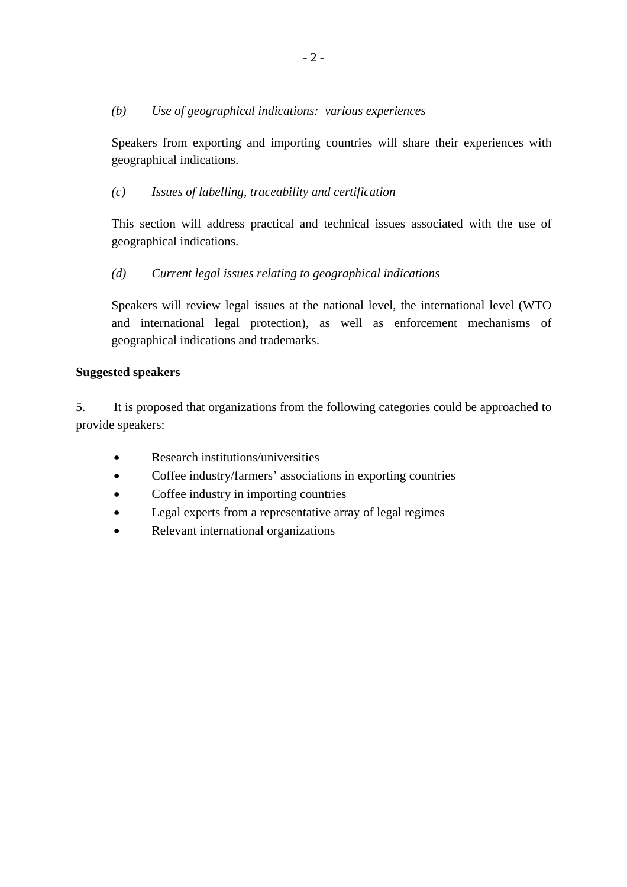*(b) Use of geographical indications: various experiences*

Speakers from exporting and importing countries will share their experiences with geographical indications.

*(c) Issues of labelling, traceability and certification*

This section will address practical and technical issues associated with the use of geographical indications.

*(d) Current legal issues relating to geographical indications*

Speakers will review legal issues at the national level, the international level (WTO and international legal protection), as well as enforcement mechanisms of geographical indications and trademarks.

**Suggested speakers**

5. It is proposed that organizations from the following categories could be approached to provide speakers:

- Research institutions/universities
- Coffee industry/farmers' associations in exporting countries
- Coffee industry in importing countries
- Legal experts from a representative array of legal regimes
- Relevant international organizations